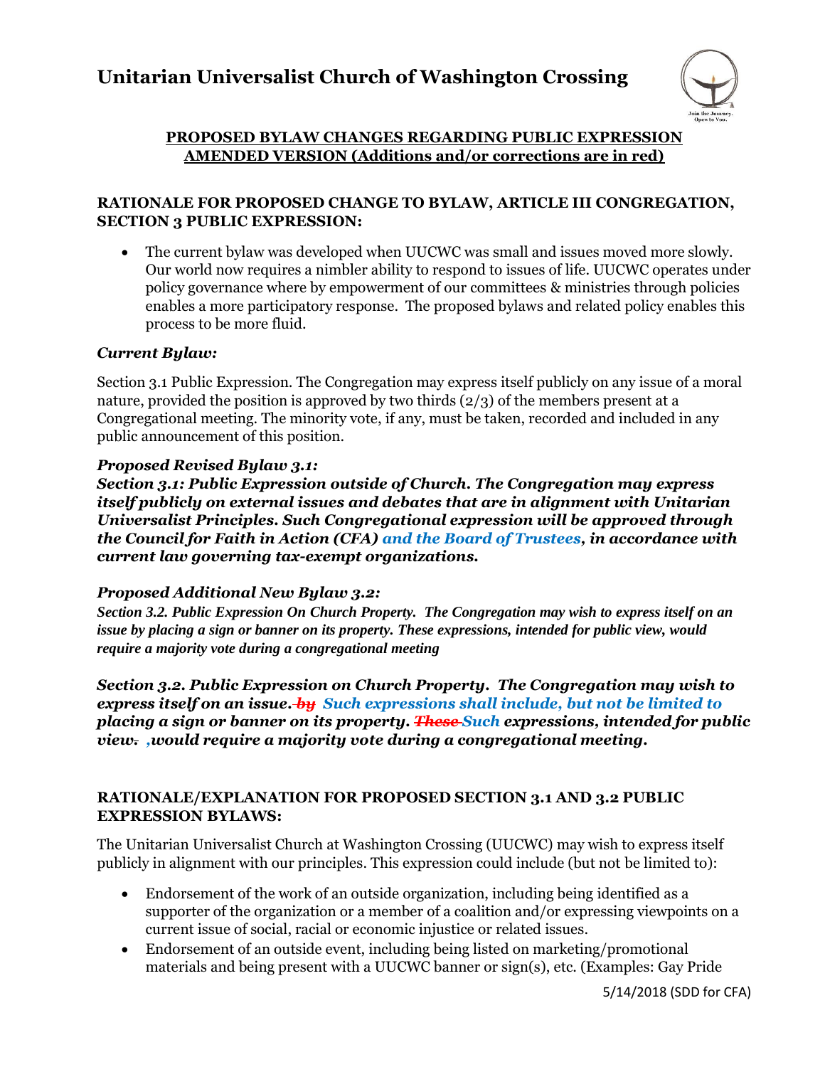# Unitarian Universalist Church of Washington Crossing

**PROPOSED BYLAW CHANGES REGARDING PUBLIC EXPRESSION**
**AMENDED VERSION (Additions and/or corrections are in red)**

## RATIONALE FOR PROPOSED CHANGE TO BYLAW, ARTICLE III CONGREGATION, SECTION 3 PUBLIC EXPRESSION:

- The current bylaw was developed when UUCWC was small and issues moved more slowly. Our world now requires a nimbler ability to respond to issues of life. UUCWC operates under policy governance where by empowerment of our committees & ministries through policies enables a more participatory response. The proposed bylaws and related policy enables this process to be more fluid.

### *Current Bylaw:*

Section 3.1 Public Expression. The Congregation may express itself publicly on any issue of a moral nature, provided the position is approved by two thirds (2/3) of the members present at a Congregational meeting. The minority vote, if any, must be taken, recorded and included in any public announcement of this position.

### *Proposed Revised Bylaw 3.1:*

***Section 3.1: Public Expression outside of Church. The Congregation may express itself publicly on external issues and debates that are in alignment with Unitarian Universalist Principles. Such Congregational expression will be approved through the Council for Faith in Action (CFA) and the Board of Trustees, in accordance with current law governing tax-exempt organizations.***

### *Proposed Additional New Bylaw 3.2:*

***Section 3.2. Public Expression On Church Property. The Congregation may wish to express itself on an issue by placing a sign or banner on its property. These expressions, intended for public view, would require a majority vote during a congregational meeting***

***Section 3.2. Public Expression on Church Property. The Congregation may wish to express itself on an issue. ~~by~~ Such expressions shall include, but not be limited to placing a sign or banner on its property. ~~These~~ Such expressions, intended for public view~~.~~ ,would require a majority vote during a congregational meeting.***

## RATIONALE/EXPLANATION FOR PROPOSED SECTION 3.1 AND 3.2 PUBLIC EXPRESSION BYLAWS:

The Unitarian Universalist Church at Washington Crossing (UUCWC) may wish to express itself publicly in alignment with our principles. This expression could include (but not be limited to):

- Endorsement of the work of an outside organization, including being identified as a supporter of the organization or a member of a coalition and/or expressing viewpoints on a current issue of social, racial or economic injustice or related issues.
- Endorsement of an outside event, including being listed on marketing/promotional materials and being present with a UUCWC banner or sign(s), etc. (Examples: Gay Pride

5/14/2018 (SDD for CFA)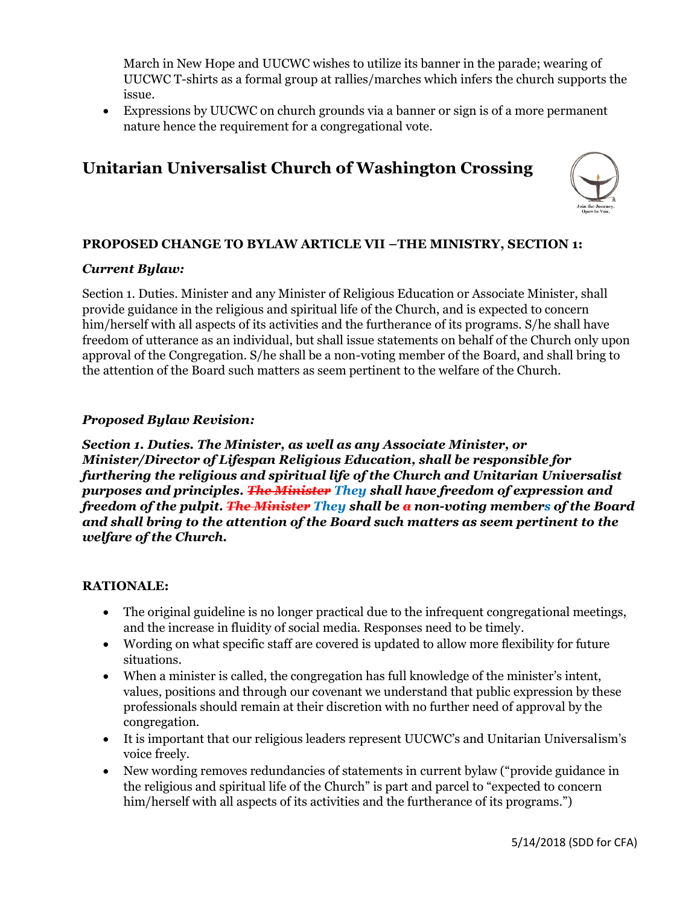March in New Hope and UUCWC wishes to utilize its banner in the parade; wearing of UUCWC T-shirts as a formal group at rallies/marches which infers the church supports the issue.

- Expressions by UUCWC on church grounds via a banner or sign is of a more permanent nature hence the requirement for a congregational vote.

# Unitarian Universalist Church of Washington Crossing

Join the Journey. Open to You.

### PROPOSED CHANGE TO BYLAW ARTICLE VII –THE MINISTRY, SECTION 1:

***Current Bylaw:***

Section 1. Duties. Minister and any Minister of Religious Education or Associate Minister, shall provide guidance in the religious and spiritual life of the Church, and is expected to concern him/herself with all aspects of its activities and the furtherance of its programs. S/he shall have freedom of utterance as an individual, but shall issue statements on behalf of the Church only upon approval of the Congregation. S/he shall be a non-voting member of the Board, and shall bring to the attention of the Board such matters as seem pertinent to the welfare of the Church.

***Proposed Bylaw Revision:***

***Section 1. Duties. The Minister, as well as any Associate Minister, or Minister/Director of Lifespan Religious Education, shall be responsible for furthering the religious and spiritual life of the Church and Unitarian Universalist purposes and principles. ~~The Minister~~ They shall have freedom of expression and freedom of the pulpit. ~~The Minister~~ They shall be ~~a~~ non-voting members of the Board and shall bring to the attention of the Board such matters as seem pertinent to the welfare of the Church.***

### RATIONALE:

- The original guideline is no longer practical due to the infrequent congregational meetings, and the increase in fluidity of social media. Responses need to be timely.
- Wording on what specific staff are covered is updated to allow more flexibility for future situations.
- When a minister is called, the congregation has full knowledge of the minister's intent, values, positions and through our covenant we understand that public expression by these professionals should remain at their discretion with no further need of approval by the congregation.
- It is important that our religious leaders represent UUCWC's and Unitarian Universalism's voice freely.
- New wording removes redundancies of statements in current bylaw ("provide guidance in the religious and spiritual life of the Church" is part and parcel to "expected to concern him/herself with all aspects of its activities and the furtherance of its programs.")

5/14/2018 (SDD for CFA)